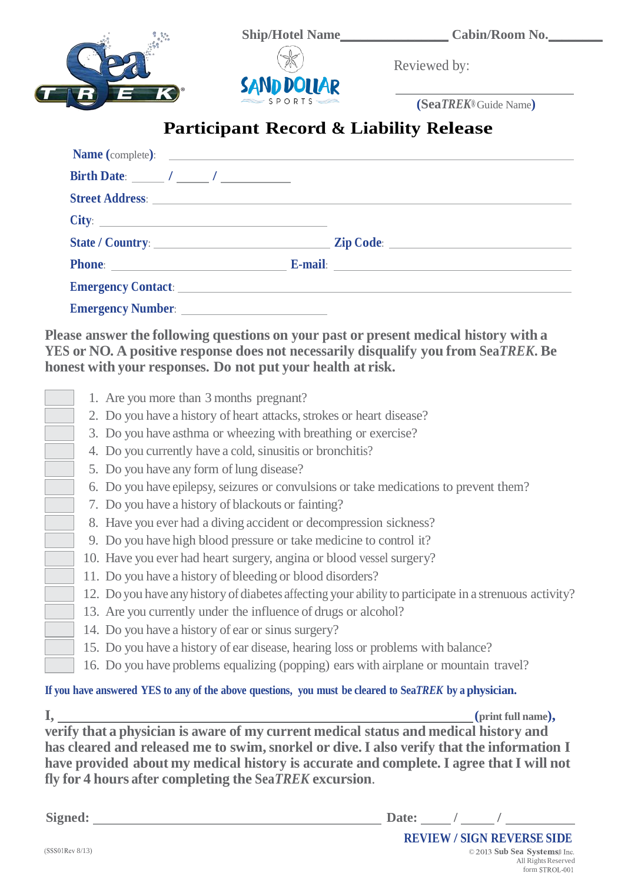Ship/Hotel Name_______________ Cabin/Room No.________

SeaTREK®

SAND DOLLAR SPORTS

Reviewed by:

______________________

(Sea*TREK*® Guide Name)

# Participant Record & Liability Release

**Name** (complete): ______________________________________________

**Birth Date**: _____ / _____ / __________

**Street Address**: ______________________________________________

**City**: ______________________________

**State / Country**: ______________________ **Zip Code**: ______________________

**Phone**: ______________________ **E-mail**: ______________________________

**Emergency Contact**: ______________________________________________

**Emergency Number**: ______________________

**Please answer the following questions on your past or present medical history with a YES or NO. A positive response does not necessarily disqualify you from Sea*TREK*. Be honest with your responses. Do not put your health at risk.**

| | |
|---|---|
| | 1. Are you more than 3 months pregnant? |
| | 2. Do you have a history of heart attacks, strokes or heart disease? |
| | 3. Do you have asthma or wheezing with breathing or exercise? |
| | 4. Do you currently have a cold, sinusitis or bronchitis? |
| | 5. Do you have any form of lung disease? |
| | 6. Do you have epilepsy, seizures or convulsions or take medications to prevent them? |
| | 7. Do you have a history of blackouts or fainting? |
| | 8. Have you ever had a diving accident or decompression sickness? |
| | 9. Do you have high blood pressure or take medicine to control it? |
| | 10. Have you ever had heart surgery, angina or blood vessel surgery? |
| | 11. Do you have a history of bleeding or blood disorders? |
| | 12. Do you have any history of diabetes affecting your ability to participate in a strenuous activity? |
| | 13. Are you currently under the influence of drugs or alcohol? |
| | 14. Do you have a history of ear or sinus surgery? |
| | 15. Do you have a history of ear disease, hearing loss or problems with balance? |
| | 16. Do you have problems equalizing (popping) ears with airplane or mountain travel? |

**If you have answered YES to any of the above questions, you must be cleared to Sea*TREK* by a physician.**

**I, ______________________________________________ (print full name), verify that a physician is aware of my current medical status and medical history and has cleared and released me to swim, snorkel or dive. I also verify that the information I have provided about my medical history is accurate and complete. I agree that I will not fly for 4 hours after completing the Sea*TREK* excursion.**

**Signed:** ______________________________ **Date:** _____ / _____ / __________

**REVIEW / SIGN REVERSE SIDE**

(SSS01Rev 8/13)

© 2013 **Sub Sea Systems**® Inc. All Rights Reserved form STROL-001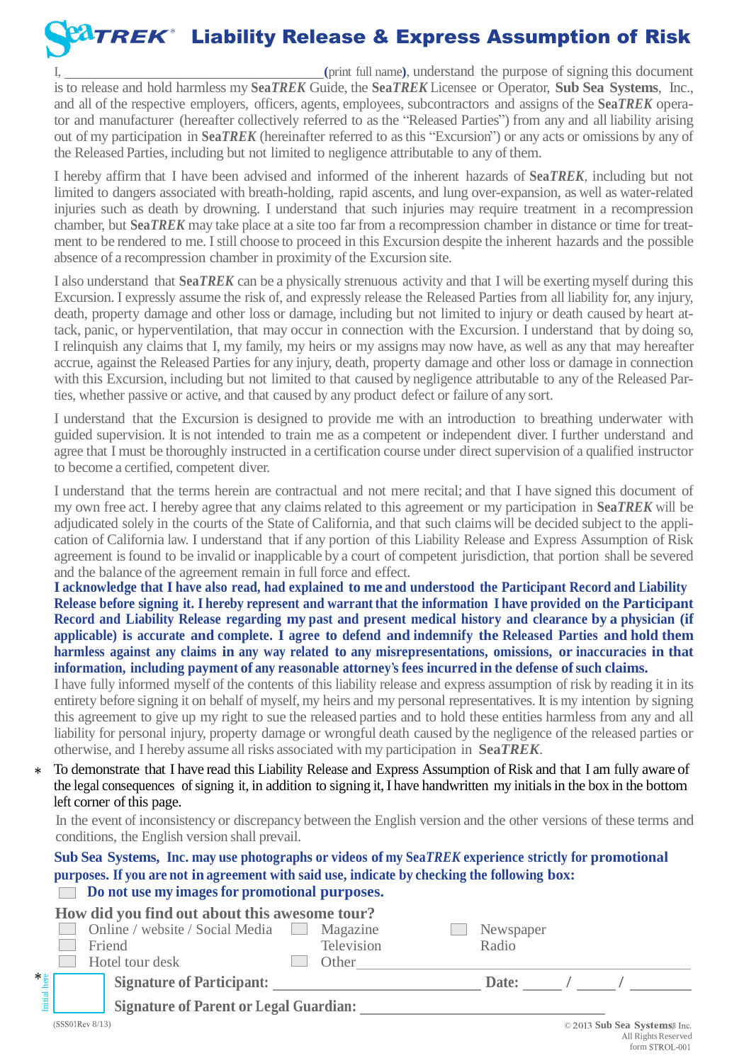# SeaTREK® Liability Release & Express Assumption of Risk

I, ____________________________ (print full name), understand the purpose of signing this document is to release and hold harmless my **Sea*TREK*** Guide, the **Sea*TREK*** Licensee or Operator, **Sub Sea Systems**, Inc., and all of the respective employers, officers, agents, employees, subcontractors and assigns of the **Sea*TREK*** operator and manufacturer (hereafter collectively referred to as the "Released Parties") from any and all liability arising out of my participation in **Sea*TREK*** (hereinafter referred to as this "Excursion") or any acts or omissions by any of the Released Parties, including but not limited to negligence attributable to any of them.

I hereby affirm that I have been advised and informed of the inherent hazards of **Sea*TREK***, including but not limited to dangers associated with breath-holding, rapid ascents, and lung over-expansion, as well as water-related injuries such as death by drowning. I understand that such injuries may require treatment in a recompression chamber, but **Sea*TREK*** may take place at a site too far from a recompression chamber in distance or time for treatment to be rendered to me. I still choose to proceed in this Excursion despite the inherent hazards and the possible absence of a recompression chamber in proximity of the Excursion site.

I also understand that **Sea*TREK*** can be a physically strenuous activity and that I will be exerting myself during this Excursion. I expressly assume the risk of, and expressly release the Released Parties from all liability for, any injury, death, property damage and other loss or damage, including but not limited to injury or death caused by heart attack, panic, or hyperventilation, that may occur in connection with the Excursion. I understand that by doing so, I relinquish any claims that I, my family, my heirs or my assigns may now have, as well as any that may hereafter accrue, against the Released Parties for any injury, death, property damage and other loss or damage in connection with this Excursion, including but not limited to that caused by negligence attributable to any of the Released Parties, whether passive or active, and that caused by any product defect or failure of any sort.

I understand that the Excursion is designed to provide me with an introduction to breathing underwater with guided supervision. It is not intended to train me as a competent or independent diver. I further understand and agree that I must be thoroughly instructed in a certification course under direct supervision of a qualified instructor to become a certified, competent diver.

I understand that the terms herein are contractual and not mere recital; and that I have signed this document of my own free act. I hereby agree that any claims related to this agreement or my participation in **Sea*TREK*** will be adjudicated solely in the courts of the State of California, and that such claims will be decided subject to the application of California law. I understand that if any portion of this Liability Release and Express Assumption of Risk agreement is found to be invalid or inapplicable by a court of competent jurisdiction, that portion shall be severed and the balance of the agreement remain in full force and effect.

**I acknowledge that I have also read, had explained to me and understood the Participant Record and Liability Release before signing it. I hereby represent and warrant that the information I have provided on the Participant Record and Liability Release regarding my past and present medical history and clearance by a physician (if applicable) is accurate and complete. I agree to defend and indemnify the Released Parties and hold them harmless against any claims in any way related to any misrepresentations, omissions, or inaccuracies in that information, including payment of any reasonable attorney's fees incurred in the defense of such claims.**

I have fully informed myself of the contents of this liability release and express assumption of risk by reading it in its entirety before signing it on behalf of myself, my heirs and my personal representatives. It is my intention by signing this agreement to give up my right to sue the released parties and to hold these entities harmless from any and all liability for personal injury, property damage or wrongful death caused by the negligence of the released parties or otherwise, and I hereby assume all risks associated with my participation in **Sea*TREK***.

\* To demonstrate that I have read this Liability Release and Express Assumption of Risk and that I am fully aware of the legal consequences of signing it, in addition to signing it, I have handwritten my initials in the box in the bottom left corner of this page.

In the event of inconsistency or discrepancy between the English version and the other versions of these terms and conditions, the English version shall prevail.

**Sub Sea Systems, Inc. may use photographs or videos of my Sea*TREK* experience strictly for promotional purposes. If you are not in agreement with said use, indicate by checking the following box:**

☐ **Do not use my images for promotional purposes.**

**How did you find out about this awesome tour?**

☐ Online / website / Social Media ☐ Magazine ☐ Newspaper
☐ Friend ☐ Television ☐ Radio
☐ Hotel tour desk ☐ Other ____________________

\* Initial here [ ]

**Signature of Participant:** ____________________ **Date:** ____ / ____ / ______

**Signature of Parent or Legal Guardian:** ____________________

(SSS01Rev 8/13)

© 2013 **Sub Sea Systems**® Inc. All Rights Reserved form STROL-001